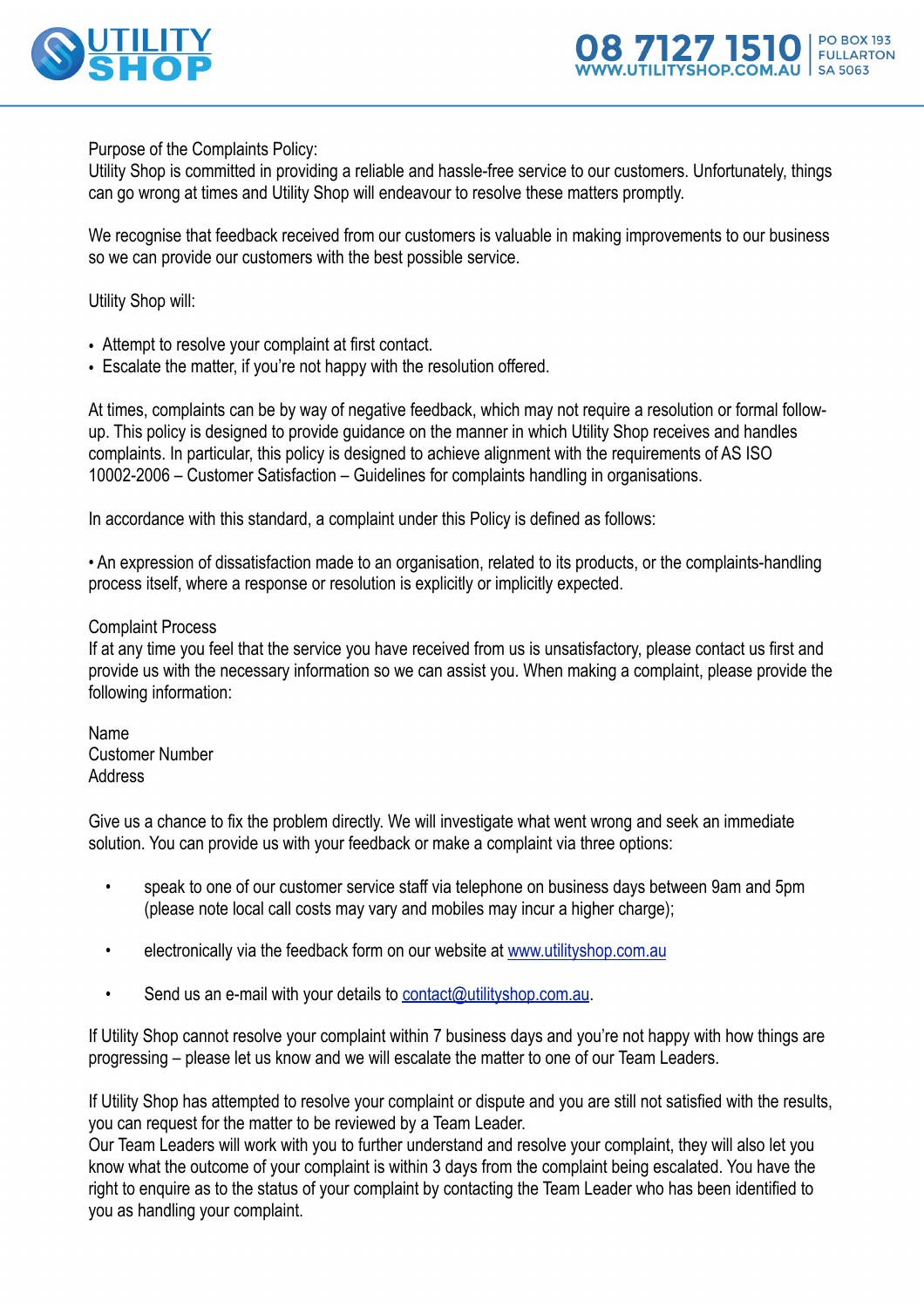Purpose of the Complaints Policy:
Utility Shop is committed in providing a reliable and hassle-free service to our customers. Unfortunately, things can go wrong at times and Utility Shop will endeavour to resolve these matters promptly.

We recognise that feedback received from our customers is valuable in making improvements to our business so we can provide our customers with the best possible service.

Utility Shop will:

- Attempt to resolve your complaint at first contact.
- Escalate the matter, if you're not happy with the resolution offered.

At times, complaints can be by way of negative feedback, which may not require a resolution or formal follow-up. This policy is designed to provide guidance on the manner in which Utility Shop receives and handles complaints. In particular, this policy is designed to achieve alignment with the requirements of AS ISO 10002-2006 – Customer Satisfaction – Guidelines for complaints handling in organisations.

In accordance with this standard, a complaint under this Policy is defined as follows:

• An expression of dissatisfaction made to an organisation, related to its products, or the complaints-handling process itself, where a response or resolution is explicitly or implicitly expected.

Complaint Process
If at any time you feel that the service you have received from us is unsatisfactory, please contact us first and provide us with the necessary information so we can assist you. When making a complaint, please provide the following information:

Name
Customer Number
Address

Give us a chance to fix the problem directly. We will investigate what went wrong and seek an immediate solution. You can provide us with your feedback or make a complaint via three options:

- speak to one of our customer service staff via telephone on business days between 9am and 5pm (please note local call costs may vary and mobiles may incur a higher charge);
- electronically via the feedback form on our website at www.utilityshop.com.au
- Send us an e-mail with your details to contact@utilityshop.com.au.

If Utility Shop cannot resolve your complaint within 7 business days and you're not happy with how things are progressing – please let us know and we will escalate the matter to one of our Team Leaders.

If Utility Shop has attempted to resolve your complaint or dispute and you are still not satisfied with the results, you can request for the matter to be reviewed by a Team Leader.
Our Team Leaders will work with you to further understand and resolve your complaint, they will also let you know what the outcome of your complaint is within 3 days from the complaint being escalated. You have the right to enquire as to the status of your complaint by contacting the Team Leader who has been identified to you as handling your complaint.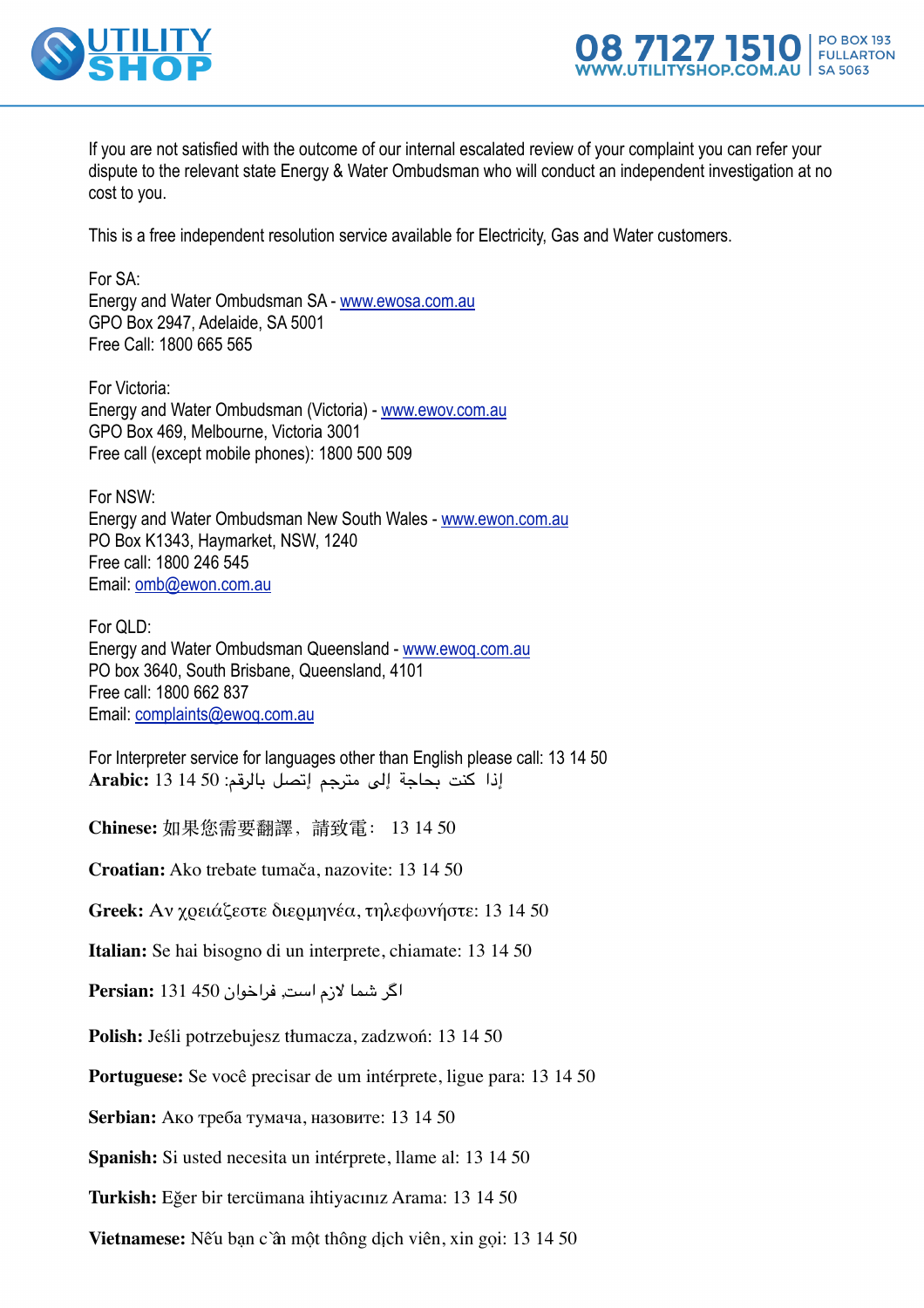If you are not satisfied with the outcome of our internal escalated review of your complaint you can refer your dispute to the relevant state Energy & Water Ombudsman who will conduct an independent investigation at no cost to you.

This is a free independent resolution service available for Electricity, Gas and Water customers.

For SA:
Energy and Water Ombudsman SA - www.ewosa.com.au
GPO Box 2947, Adelaide, SA 5001
Free Call: 1800 665 565

For Victoria:
Energy and Water Ombudsman (Victoria) - www.ewov.com.au
GPO Box 469, Melbourne, Victoria 3001
Free call (except mobile phones): 1800 500 509

For NSW:
Energy and Water Ombudsman New South Wales - www.ewon.com.au
PO Box K1343, Haymarket, NSW, 1240
Free call: 1800 246 545
Email: omb@ewon.com.au

For QLD:
Energy and Water Ombudsman Queensland - www.ewoq.com.au
PO box 3640, South Brisbane, Queensland, 4101
Free call: 1800 662 837
Email: complaints@ewoq.com.au

For Interpreter service for languages other than English please call: 13 14 50

**Arabic:** إذا كنت بحاجة إلى مترجم إتصل بالرقم: 13 14 50

**Chinese:** 如果您需要翻譯，請致電： 13 14 50

**Croatian:** Ako trebate tumača, nazovite: 13 14 50

**Greek:** Αν χρειάζεστε διερμηνέα, τηλεφωνήστε: 13 14 50

**Italian:** Se hai bisogno di un interprete, chiamate: 13 14 50

**Persian:** اگر شما لازم است, فراخوان 131 450

**Polish:** Jeśli potrzebujesz tłumacza, zadzwoń: 13 14 50

**Portuguese:** Se você precisar de um intérprete, ligue para: 13 14 50

**Serbian:** Ако треба тумача, назовите: 13 14 50

**Spanish:** Si usted necesita un intérprete, llame al: 13 14 50

**Turkish:** Eğer bir tercümana ihtiyacınız Arama: 13 14 50

**Vietnamese:** Nếu bạn cần một thông dịch viên, xin gọi: 13 14 50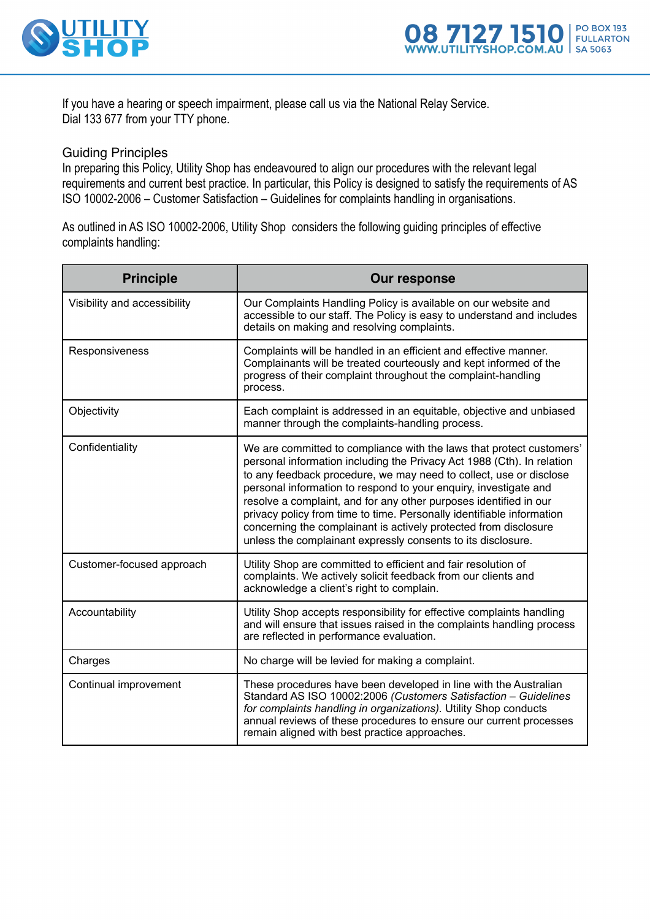If you have a hearing or speech impairment, please call us via the National Relay Service.
Dial 133 677 from your TTY phone.

## Guiding Principles

In preparing this Policy, Utility Shop has endeavoured to align our procedures with the relevant legal requirements and current best practice. In particular, this Policy is designed to satisfy the requirements of AS ISO 10002-2006 – Customer Satisfaction – Guidelines for complaints handling in organisations.

As outlined in AS ISO 10002-2006, Utility Shop considers the following guiding principles of effective complaints handling:

| Principle | Our response |
|---|---|
| Visibility and accessibility | Our Complaints Handling Policy is available on our website and accessible to our staff. The Policy is easy to understand and includes details on making and resolving complaints. |
| Responsiveness | Complaints will be handled in an efficient and effective manner. Complainants will be treated courteously and kept informed of the progress of their complaint throughout the complaint-handling process. |
| Objectivity | Each complaint is addressed in an equitable, objective and unbiased manner through the complaints-handling process. |
| Confidentiality | We are committed to compliance with the laws that protect customers' personal information including the Privacy Act 1988 (Cth). In relation to any feedback procedure, we may need to collect, use or disclose personal information to respond to your enquiry, investigate and resolve a complaint, and for any other purposes identified in our privacy policy from time to time. Personally identifiable information concerning the complainant is actively protected from disclosure unless the complainant expressly consents to its disclosure. |
| Customer-focused approach | Utility Shop are committed to efficient and fair resolution of complaints. We actively solicit feedback from our clients and acknowledge a client's right to complain. |
| Accountability | Utility Shop accepts responsibility for effective complaints handling and will ensure that issues raised in the complaints handling process are reflected in performance evaluation. |
| Charges | No charge will be levied for making a complaint. |
| Continual improvement | These procedures have been developed in line with the Australian Standard AS ISO 10002:2006 *(Customers Satisfaction – Guidelines for complaints handling in organizations).* Utility Shop conducts annual reviews of these procedures to ensure our current processes remain aligned with best practice approaches. |